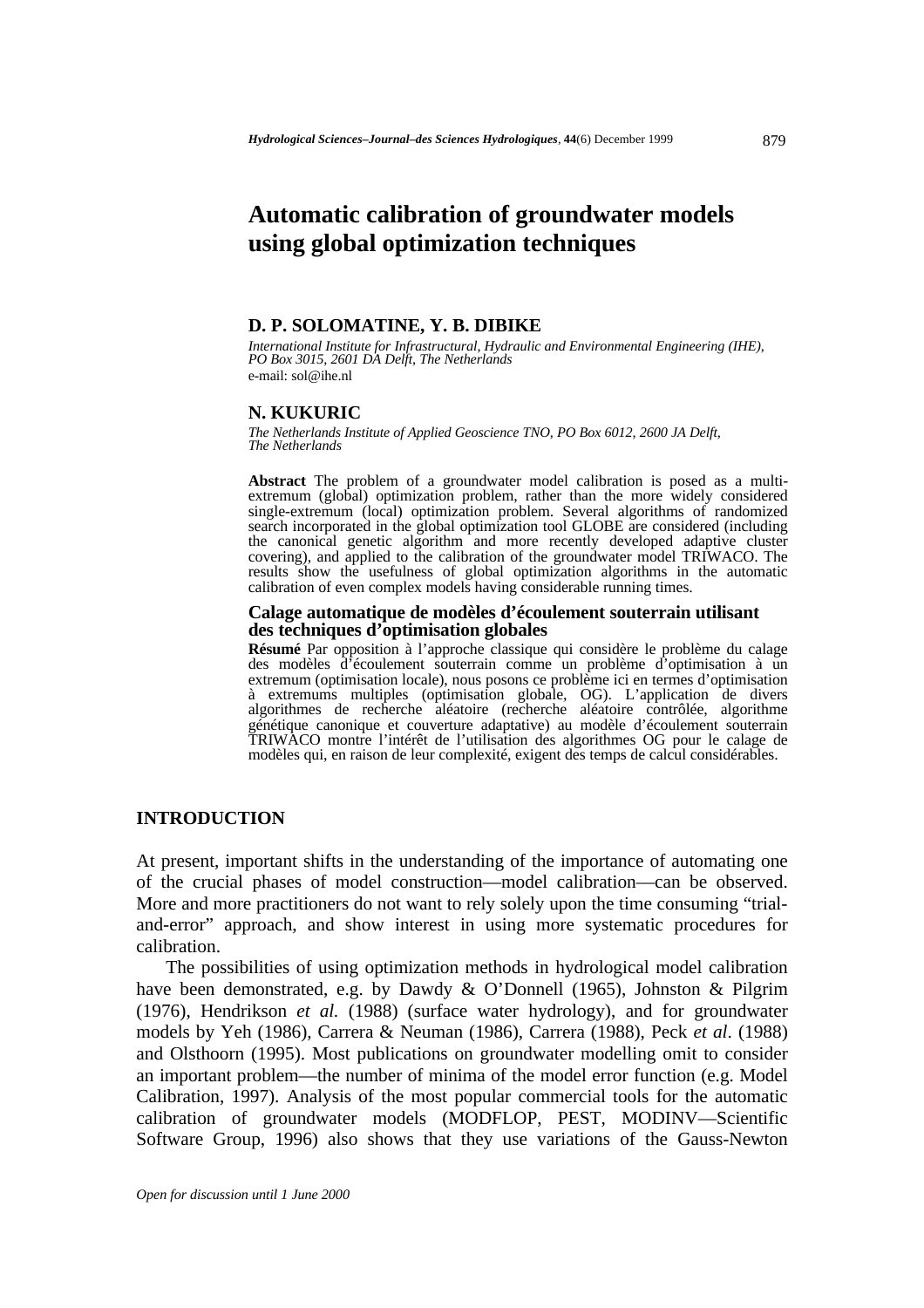# Automatic calibration of groundwater models using global optimization techniques

### D. P. SOLOMATINE, Y. B. DIBIKE

*International Institute for Infrastructural, Hydraulic and Environmental Engineering (IHE), PO Box 3015, 2601 DA Delft, The Netherlands*
e-mail: sol@ihe.nl

### N. KUKURIC

*The Netherlands Institute of Applied Geoscience TNO, PO Box 6012, 2600 JA Delft, The Netherlands*

**Abstract** The problem of a groundwater model calibration is posed as a multi-extremum (global) optimization problem, rather than the more widely considered single-extremum (local) optimization problem. Several algorithms of randomized search incorporated in the global optimization tool GLOBE are considered (including the canonical genetic algorithm and more recently developed adaptive cluster covering), and applied to the calibration of the groundwater model TRIWACO. The results show the usefulness of global optimization algorithms in the automatic calibration of even complex models having considerable running times.

### Calage automatique de modèles d'écoulement souterrain utilisant des techniques d'optimisation globales

**Résumé** Par opposition à l'approche classique qui considère le problème du calage des modèles d'écoulement souterrain comme un problème d'optimisation à un extremum (optimisation locale), nous posons ce problème ici en termes d'optimisation à extremums multiples (optimisation globale, OG). L'application de divers algorithmes de recherche aléatoire (recherche aléatoire contrôlée, algorithme génétique canonique et couverture adaptative) au modèle d'écoulement souterrain TRIWACO montre l'intérêt de l'utilisation des algorithmes OG pour le calage de modèles qui, en raison de leur complexité, exigent des temps de calcul considérables.

## INTRODUCTION

At present, important shifts in the understanding of the importance of automating one of the crucial phases of model construction—model calibration—can be observed. More and more practitioners do not want to rely solely upon the time consuming "trial-and-error" approach, and show interest in using more systematic procedures for calibration.

The possibilities of using optimization methods in hydrological model calibration have been demonstrated, e.g. by Dawdy & O'Donnell (1965), Johnston & Pilgrim (1976), Hendrikson *et al.* (1988) (surface water hydrology), and for groundwater models by Yeh (1986), Carrera & Neuman (1986), Carrera (1988), Peck *et al*. (1988) and Olsthoorn (1995). Most publications on groundwater modelling omit to consider an important problem—the number of minima of the model error function (e.g. Model Calibration, 1997). Analysis of the most popular commercial tools for the automatic calibration of groundwater models (MODFLOP, PEST, MODINV—Scientific Software Group, 1996) also shows that they use variations of the Gauss-Newton

*Open for discussion until 1 June 2000*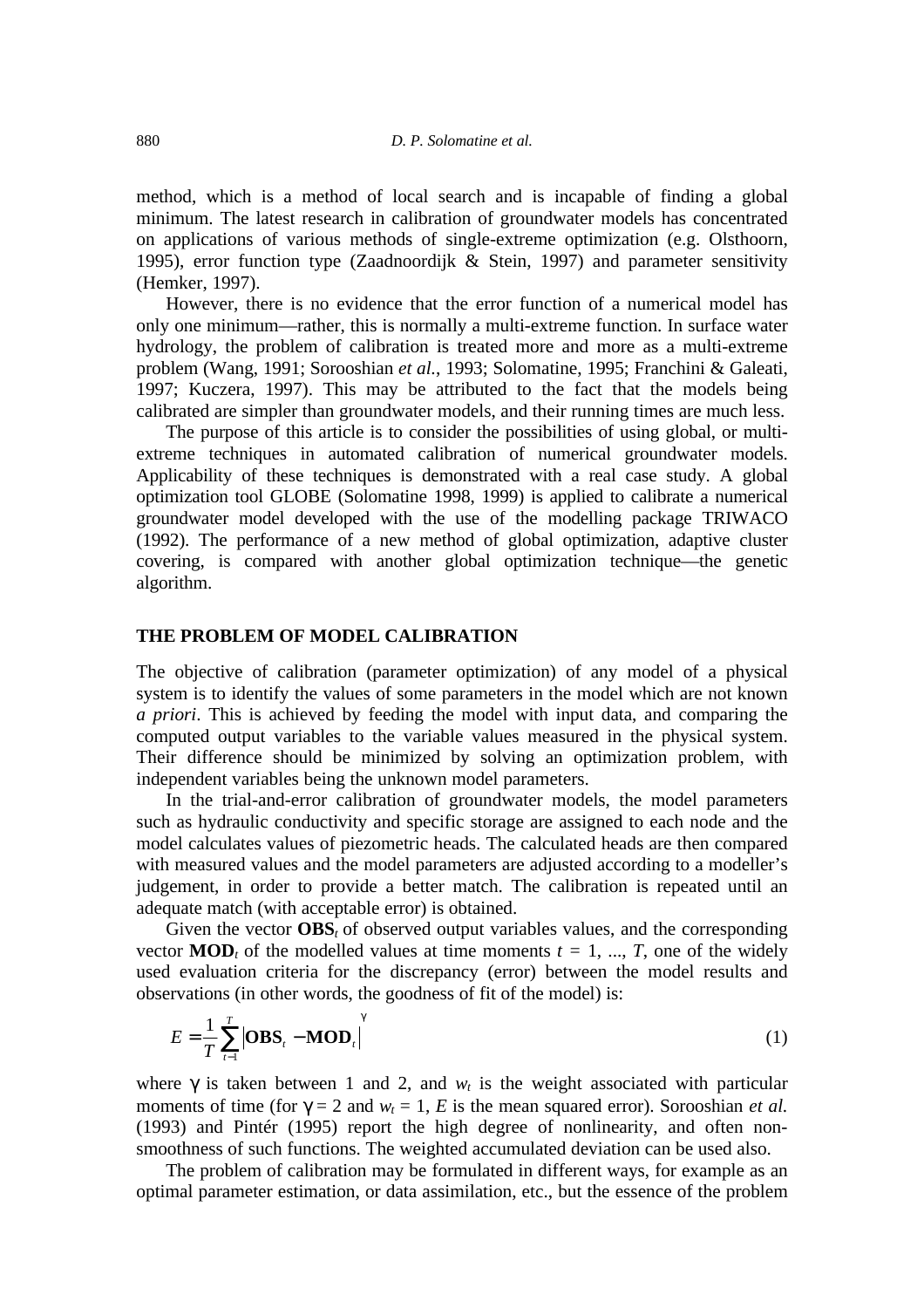method, which is a method of local search and is incapable of finding a global minimum. The latest research in calibration of groundwater models has concentrated on applications of various methods of single-extreme optimization (e.g. Olsthoorn, 1995), error function type (Zaadnoordijk & Stein, 1997) and parameter sensitivity (Hemker, 1997).

However, there is no evidence that the error function of a numerical model has only one minimum—rather, this is normally a multi-extreme function. In surface water hydrology, the problem of calibration is treated more and more as a multi-extreme problem (Wang, 1991; Sorooshian *et al.*, 1993; Solomatine, 1995; Franchini & Galeati, 1997; Kuczera, 1997). This may be attributed to the fact that the models being calibrated are simpler than groundwater models, and their running times are much less.

The purpose of this article is to consider the possibilities of using global, or multi-extreme techniques in automated calibration of numerical groundwater models. Applicability of these techniques is demonstrated with a real case study. A global optimization tool GLOBE (Solomatine 1998, 1999) is applied to calibrate a numerical groundwater model developed with the use of the modelling package TRIWACO (1992). The performance of a new method of global optimization, adaptive cluster covering, is compared with another global optimization technique—the genetic algorithm.

## THE PROBLEM OF MODEL CALIBRATION

The objective of calibration (parameter optimization) of any model of a physical system is to identify the values of some parameters in the model which are not known *a priori*. This is achieved by feeding the model with input data, and comparing the computed output variables to the variable values measured in the physical system. Their difference should be minimized by solving an optimization problem, with independent variables being the unknown model parameters.

In the trial-and-error calibration of groundwater models, the model parameters such as hydraulic conductivity and specific storage are assigned to each node and the model calculates values of piezometric heads. The calculated heads are then compared with measured values and the model parameters are adjusted according to a modeller's judgement, in order to provide a better match. The calibration is repeated until an adequate match (with acceptable error) is obtained.

Given the vector $\mathbf{OBS}_t$ of observed output variables values, and the corresponding vector $\mathbf{MOD}_t$ of the modelled values at time moments $t = 1, ..., T$, one of the widely used evaluation criteria for the discrepancy (error) between the model results and observations (in other words, the goodness of fit of the model) is:

$$E = \frac{1}{T}\sum_{t=1}^{T}\left|\mathbf{OBS}_t - \mathbf{MOD}_t\right|^{\gamma} \tag{1}$$

where $\gamma$ is taken between 1 and 2, and $w_t$ is the weight associated with particular moments of time (for $\gamma = 2$ and $w_t = 1$, $E$ is the mean squared error). Sorooshian *et al.* (1993) and Pintér (1995) report the high degree of nonlinearity, and often non-smoothness of such functions. The weighted accumulated deviation can be used also.

The problem of calibration may be formulated in different ways, for example as an optimal parameter estimation, or data assimilation, etc., but the essence of the problem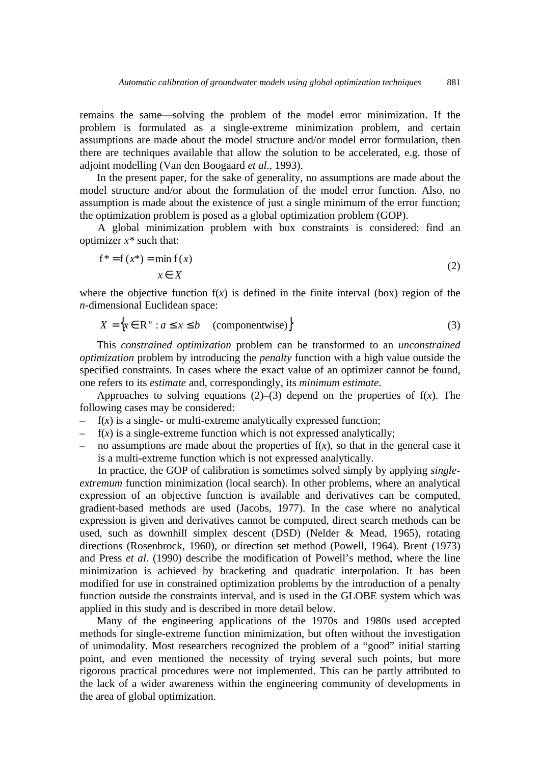remains the same—solving the problem of the model error minimization. If the problem is formulated as a single-extreme minimization problem, and certain assumptions are made about the model structure and/or model error formulation, then there are techniques available that allow the solution to be accelerated, e.g. those of adjoint modelling (Van den Boogaard *et al*., 1993).

In the present paper, for the sake of generality, no assumptions are made about the model structure and/or about the formulation of the model error function. Also, no assumption is made about the existence of just a single minimum of the error function; the optimization problem is posed as a global optimization problem (GOP).

A global minimization problem with box constraints is considered: find an optimizer $x^*$ such that:

$$f^* = f(x^*) = \min_{x \in X} f(x) \tag{2}$$

where the objective function f($x$) is defined in the finite interval (box) region of the $n$-dimensional Euclidean space:

$$X = \{x \in \mathrm{R}^n : a \le x \le b \quad \text{(componentwise)}\} \tag{3}$$

This *constrained optimization* problem can be transformed to an *unconstrained optimization* problem by introducing the *penalty* function with a high value outside the specified constraints. In cases where the exact value of an optimizer cannot be found, one refers to its *estimate* and, correspondingly, its *minimum estimate*.

Approaches to solving equations (2)–(3) depend on the properties of f($x$). The following cases may be considered:

– f($x$) is a single- or multi-extreme analytically expressed function;
– f($x$) is a single-extreme function which is not expressed analytically;
– no assumptions are made about the properties of f($x$), so that in the general case it is a multi-extreme function which is not expressed analytically.

In practice, the GOP of calibration is sometimes solved simply by applying *single-extremum* function minimization (local search). In other problems, where an analytical expression of an objective function is available and derivatives can be computed, gradient-based methods are used (Jacobs, 1977). In the case where no analytical expression is given and derivatives cannot be computed, direct search methods can be used, such as downhill simplex descent (DSD) (Nelder & Mead, 1965), rotating directions (Rosenbrock, 1960), or direction set method (Powell, 1964). Brent (1973) and Press *et al.* (1990) describe the modification of Powell's method, where the line minimization is achieved by bracketing and quadratic interpolation. It has been modified for use in constrained optimization problems by the introduction of a penalty function outside the constraints interval, and is used in the GLOBE system which was applied in this study and is described in more detail below.

Many of the engineering applications of the 1970s and 1980s used accepted methods for single-extreme function minimization, but often without the investigation of unimodality. Most researchers recognized the problem of a "good" initial starting point, and even mentioned the necessity of trying several such points, but more rigorous practical procedures were not implemented. This can be partly attributed to the lack of a wider awareness within the engineering community of developments in the area of global optimization.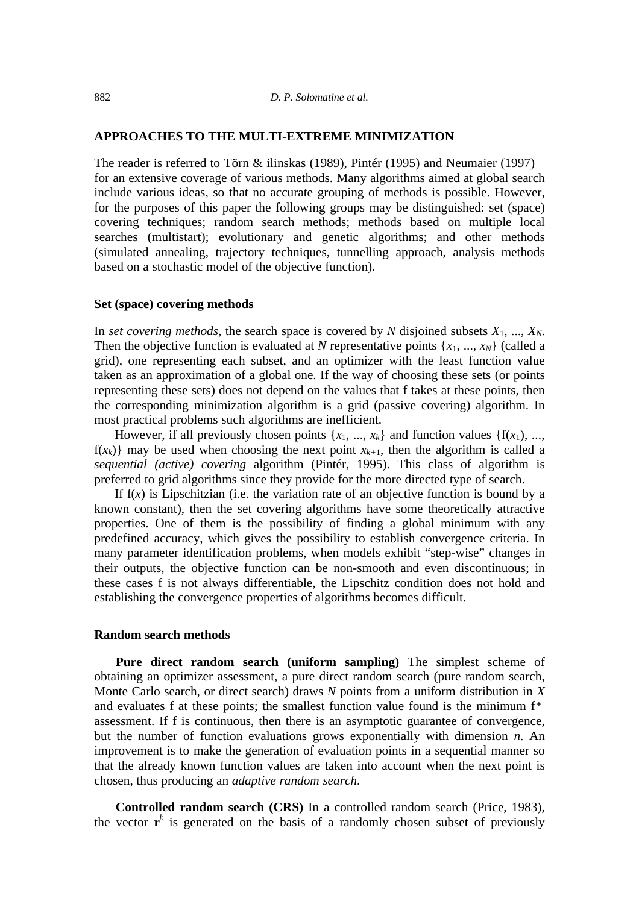## APPROACHES TO THE MULTI-EXTREME MINIMIZATION

The reader is referred to Törn & ilinskas (1989), Pintér (1995) and Neumaier (1997) for an extensive coverage of various methods. Many algorithms aimed at global search include various ideas, so that no accurate grouping of methods is possible. However, for the purposes of this paper the following groups may be distinguished: set (space) covering techniques; random search methods; methods based on multiple local searches (multistart); evolutionary and genetic algorithms; and other methods (simulated annealing, trajectory techniques, tunnelling approach, analysis methods based on a stochastic model of the objective function).

### Set (space) covering methods

In *set covering methods,* the search space is covered by $N$ disjoined subsets $X_1, ..., X_N$. Then the objective function is evaluated at $N$ representative points $\{x_1, ..., x_N\}$ (called a grid), one representing each subset, and an optimizer with the least function value taken as an approximation of a global one. If the way of choosing these sets (or points representing these sets) does not depend on the values that f takes at these points, then the corresponding minimization algorithm is a grid (passive covering) algorithm. In most practical problems such algorithms are inefficient.

However, if all previously chosen points $\{x_1, ..., x_k\}$ and function values $\{f(x_1), ..., f(x_k)\}$ may be used when choosing the next point $x_{k+1}$, then the algorithm is called a *sequential (active) covering* algorithm (Pintér, 1995). This class of algorithm is preferred to grid algorithms since they provide for the more directed type of search.

If $f(x)$ is Lipschitzian (i.e. the variation rate of an objective function is bound by a known constant), then the set covering algorithms have some theoretically attractive properties. One of them is the possibility of finding a global minimum with any predefined accuracy, which gives the possibility to establish convergence criteria. In many parameter identification problems, when models exhibit "step-wise" changes in their outputs, the objective function can be non-smooth and even discontinuous; in these cases f is not always differentiable, the Lipschitz condition does not hold and establishing the convergence properties of algorithms becomes difficult.

### Random search methods

**Pure direct random search (uniform sampling)** The simplest scheme of obtaining an optimizer assessment, a pure direct random search (pure random search, Monte Carlo search, or direct search) draws $N$ points from a uniform distribution in $X$ and evaluates f at these points; the smallest function value found is the minimum $f^*$ assessment. If f is continuous, then there is an asymptotic guarantee of convergence, but the number of function evaluations grows exponentially with dimension $n$. An improvement is to make the generation of evaluation points in a sequential manner so that the already known function values are taken into account when the next point is chosen, thus producing an *adaptive random search*.

**Controlled random search (CRS)** In a controlled random search (Price, 1983), the vector $\mathbf{r}^k$ is generated on the basis of a randomly chosen subset of previously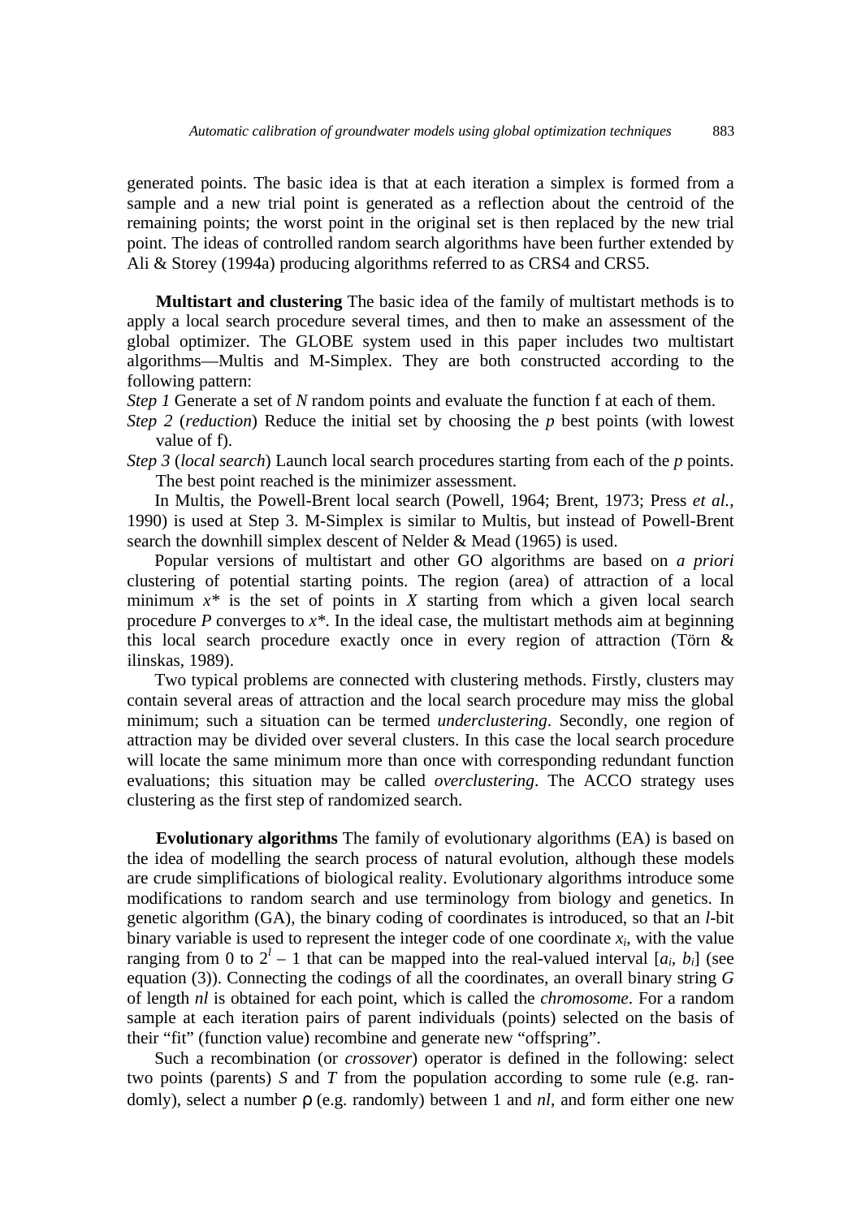generated points. The basic idea is that at each iteration a simplex is formed from a sample and a new trial point is generated as a reflection about the centroid of the remaining points; the worst point in the original set is then replaced by the new trial point. The ideas of controlled random search algorithms have been further extended by Ali & Storey (1994a) producing algorithms referred to as CRS4 and CRS5.

**Multistart and clustering** The basic idea of the family of multistart methods is to apply a local search procedure several times, and then to make an assessment of the global optimizer. The GLOBE system used in this paper includes two multistart algorithms—Multis and M-Simplex. They are both constructed according to the following pattern:

*Step 1* Generate a set of $N$ random points and evaluate the function f at each of them.

*Step 2* (*reduction*) Reduce the initial set by choosing the $p$ best points (with lowest value of f).

*Step 3* (*local search*) Launch local search procedures starting from each of the $p$ points. The best point reached is the minimizer assessment.

In Multis, the Powell-Brent local search (Powell, 1964; Brent, 1973; Press *et al.*, 1990) is used at Step 3. M-Simplex is similar to Multis, but instead of Powell-Brent search the downhill simplex descent of Nelder & Mead (1965) is used.

Popular versions of multistart and other GO algorithms are based on *a priori* clustering of potential starting points. The region (area) of attraction of a local minimum $x^*$ is the set of points in $X$ starting from which a given local search procedure $P$ converges to $x^*$. In the ideal case, the multistart methods aim at beginning this local search procedure exactly once in every region of attraction (Törn & ilinskas, 1989).

Two typical problems are connected with clustering methods. Firstly, clusters may contain several areas of attraction and the local search procedure may miss the global minimum; such a situation can be termed *underclustering*. Secondly, one region of attraction may be divided over several clusters. In this case the local search procedure will locate the same minimum more than once with corresponding redundant function evaluations; this situation may be called *overclustering*. The ACCO strategy uses clustering as the first step of randomized search.

**Evolutionary algorithms** The family of evolutionary algorithms (EA) is based on the idea of modelling the search process of natural evolution, although these models are crude simplifications of biological reality. Evolutionary algorithms introduce some modifications to random search and use terminology from biology and genetics. In genetic algorithm (GA), the binary coding of coordinates is introduced, so that an $l$-bit binary variable is used to represent the integer code of one coordinate $x_i$, with the value ranging from 0 to $2^l - 1$ that can be mapped into the real-valued interval $[a_i, b_i]$ (see equation (3)). Connecting the codings of all the coordinates, an overall binary string $G$ of length $nl$ is obtained for each point, which is called the *chromosome*. For a random sample at each iteration pairs of parent individuals (points) selected on the basis of their "fit" (function value) recombine and generate new "offspring".

Such a recombination (or *crossover*) operator is defined in the following: select two points (parents) $S$ and $T$ from the population according to some rule (e.g. randomly), select a number $\rho$ (e.g. randomly) between 1 and $nl$, and form either one new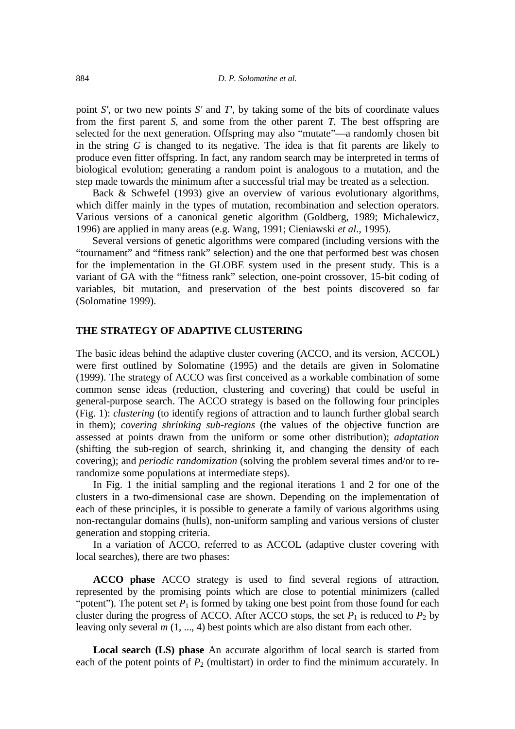point $S'$, or two new points $S'$ and $T'$, by taking some of the bits of coordinate values from the first parent $S$, and some from the other parent $T$. The best offspring are selected for the next generation. Offspring may also "mutate"—a randomly chosen bit in the string $G$ is changed to its negative. The idea is that fit parents are likely to produce even fitter offspring. In fact, any random search may be interpreted in terms of biological evolution; generating a random point is analogous to a mutation, and the step made towards the minimum after a successful trial may be treated as a selection.

Back & Schwefel (1993) give an overview of various evolutionary algorithms, which differ mainly in the types of mutation, recombination and selection operators. Various versions of a canonical genetic algorithm (Goldberg, 1989; Michalewicz, 1996) are applied in many areas (e.g. Wang, 1991; Cieniawski *et al*., 1995).

Several versions of genetic algorithms were compared (including versions with the "tournament" and "fitness rank" selection) and the one that performed best was chosen for the implementation in the GLOBE system used in the present study. This is a variant of GA with the "fitness rank" selection, one-point crossover, 15-bit coding of variables, bit mutation, and preservation of the best points discovered so far (Solomatine 1999).

## THE STRATEGY OF ADAPTIVE CLUSTERING

The basic ideas behind the adaptive cluster covering (ACCO, and its version, ACCOL) were first outlined by Solomatine (1995) and the details are given in Solomatine (1999). The strategy of ACCO was first conceived as a workable combination of some common sense ideas (reduction, clustering and covering) that could be useful in general-purpose search. The ACCO strategy is based on the following four principles (Fig. 1): *clustering* (to identify regions of attraction and to launch further global search in them); *covering shrinking sub-regions* (the values of the objective function are assessed at points drawn from the uniform or some other distribution); *adaptation* (shifting the sub-region of search, shrinking it, and changing the density of each covering); and *periodic randomization* (solving the problem several times and/or to re-randomize some populations at intermediate steps).

In Fig. 1 the initial sampling and the regional iterations 1 and 2 for one of the clusters in a two-dimensional case are shown. Depending on the implementation of each of these principles, it is possible to generate a family of various algorithms using non-rectangular domains (hulls), non-uniform sampling and various versions of cluster generation and stopping criteria.

In a variation of ACCO, referred to as ACCOL (adaptive cluster covering with local searches), there are two phases:

**ACCO phase** ACCO strategy is used to find several regions of attraction, represented by the promising points which are close to potential minimizers (called "potent"). The potent set $P_1$ is formed by taking one best point from those found for each cluster during the progress of ACCO. After ACCO stops, the set $P_1$ is reduced to $P_2$ by leaving only several $m$ (1, ..., 4) best points which are also distant from each other.

**Local search (LS) phase** An accurate algorithm of local search is started from each of the potent points of $P_2$ (multistart) in order to find the minimum accurately. In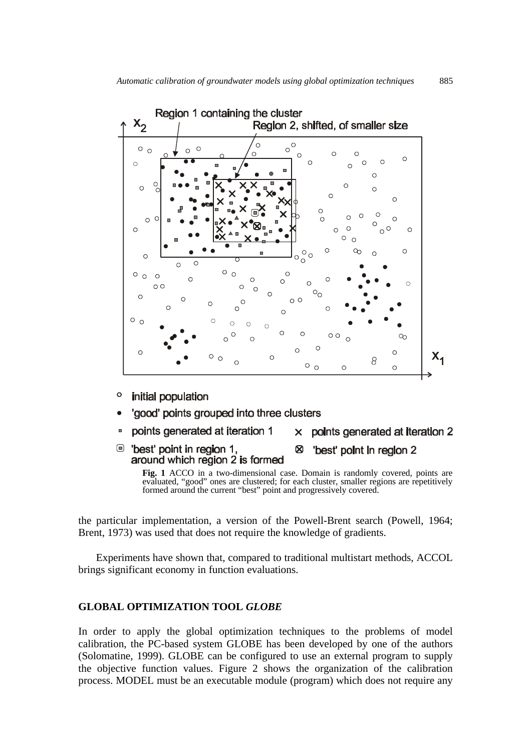**Fig. 1** ACCO in a two-dimensional case. Domain is randomly covered, points are evaluated, "good" ones are clustered; for each cluster, smaller regions are repetitively formed around the current "best" point and progressively covered.

the particular implementation, a version of the Powell-Brent search (Powell, 1964; Brent, 1973) was used that does not require the knowledge of gradients.

Experiments have shown that, compared to traditional multistart methods, ACCOL brings significant economy in function evaluations.

## GLOBAL OPTIMIZATION TOOL *GLOBE*

In order to apply the global optimization techniques to the problems of model calibration, the PC-based system GLOBE has been developed by one of the authors (Solomatine, 1999). GLOBE can be configured to use an external program to supply the objective function values. Figure 2 shows the organization of the calibration process. MODEL must be an executable module (program) which does not require any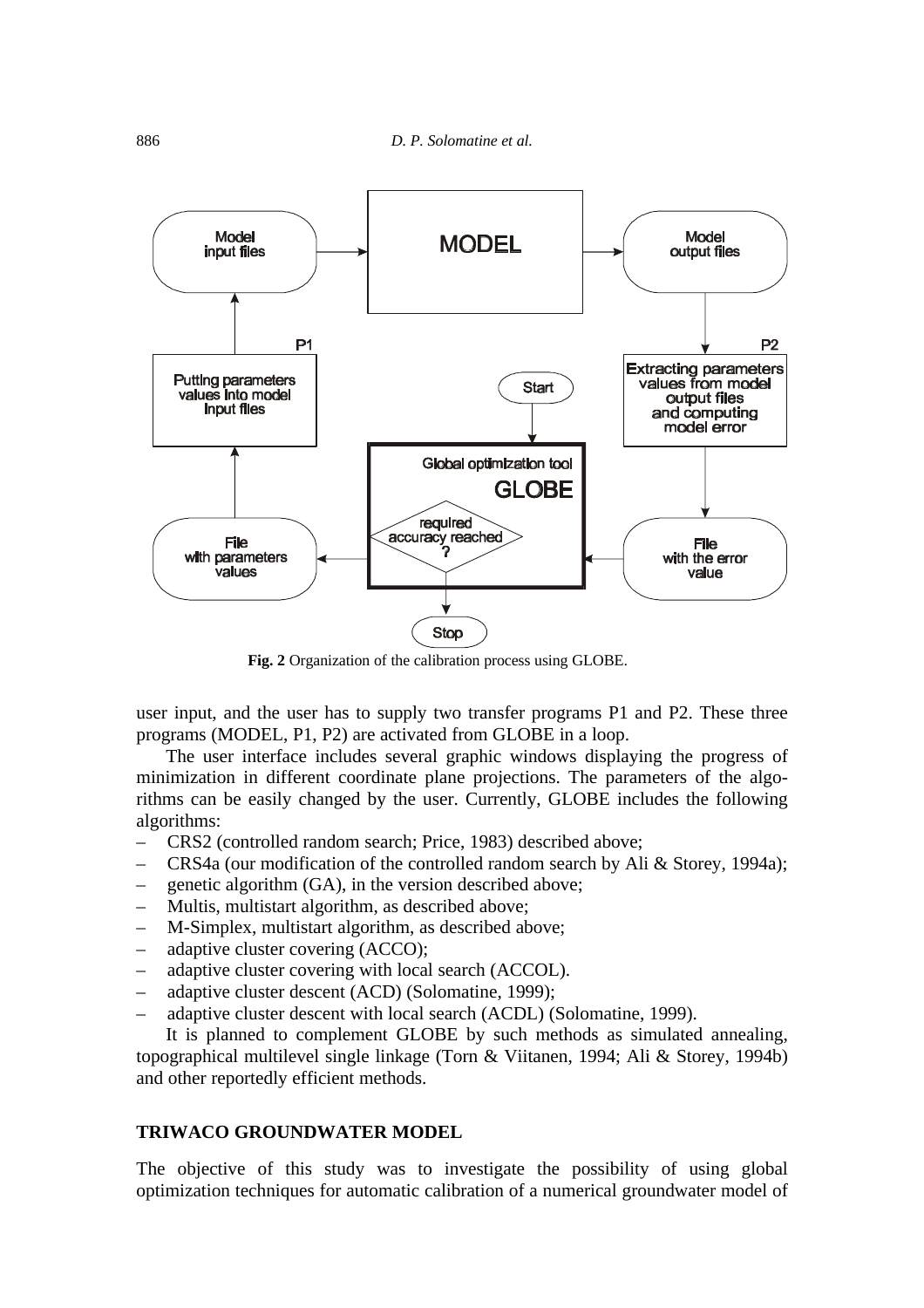**Fig. 2** Organization of the calibration process using GLOBE.

user input, and the user has to supply two transfer programs P1 and P2. These three programs (MODEL, P1, P2) are activated from GLOBE in a loop.

The user interface includes several graphic windows displaying the progress of minimization in different coordinate plane projections. The parameters of the algorithms can be easily changed by the user. Currently, GLOBE includes the following algorithms:

- CRS2 (controlled random search; Price, 1983) described above;
- CRS4a (our modification of the controlled random search by Ali & Storey, 1994a);
- genetic algorithm (GA), in the version described above;
- Multis, multistart algorithm, as described above;
- M-Simplex, multistart algorithm, as described above;
- adaptive cluster covering (ACCO);
- adaptive cluster covering with local search (ACCOL).
- adaptive cluster descent (ACD) (Solomatine, 1999);
- adaptive cluster descent with local search (ACDL) (Solomatine, 1999).

It is planned to complement GLOBE by such methods as simulated annealing, topographical multilevel single linkage (Torn & Viitanen, 1994; Ali & Storey, 1994b) and other reportedly efficient methods.

## TRIWACO GROUNDWATER MODEL

The objective of this study was to investigate the possibility of using global optimization techniques for automatic calibration of a numerical groundwater model of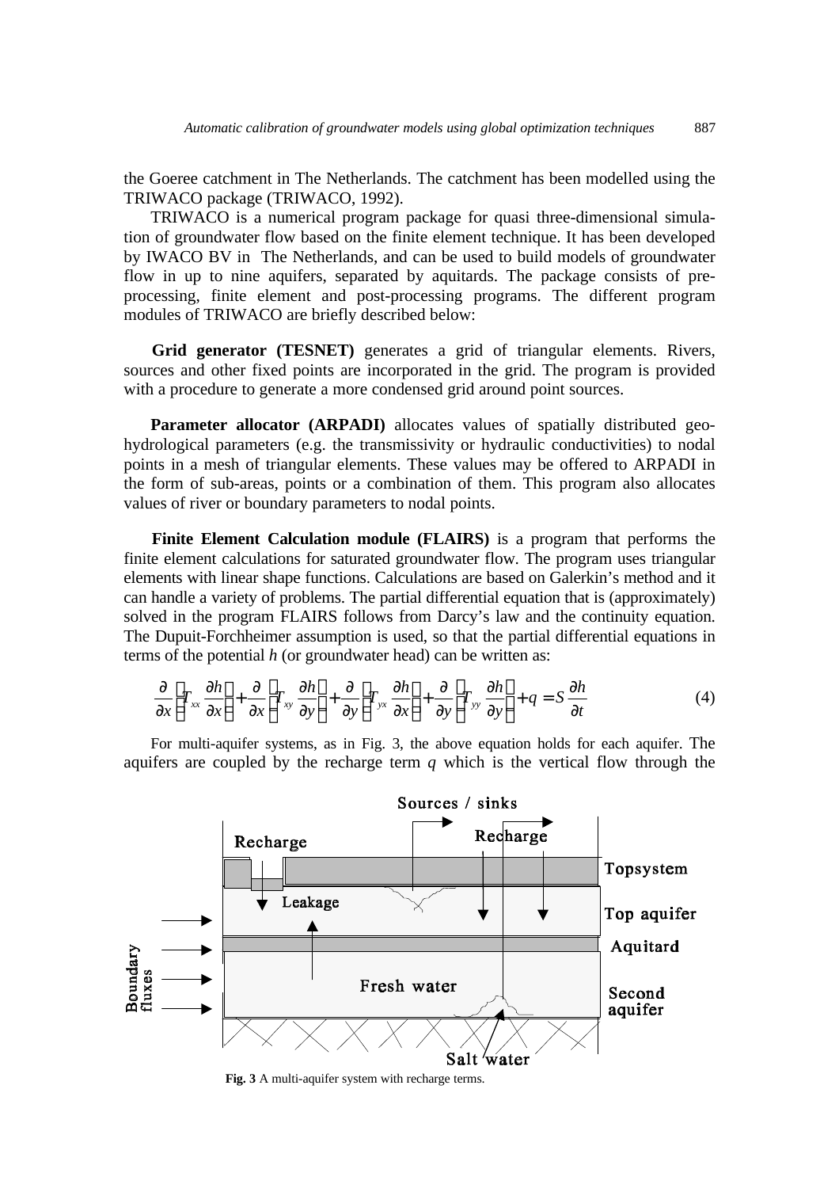the Goeree catchment in The Netherlands. The catchment has been modelled using the TRIWACO package (TRIWACO, 1992).

TRIWACO is a numerical program package for quasi three-dimensional simulation of groundwater flow based on the finite element technique. It has been developed by IWACO BV in The Netherlands, and can be used to build models of groundwater flow in up to nine aquifers, separated by aquitards. The package consists of pre-processing, finite element and post-processing programs. The different program modules of TRIWACO are briefly described below:

**Grid generator (TESNET)** generates a grid of triangular elements. Rivers, sources and other fixed points are incorporated in the grid. The program is provided with a procedure to generate a more condensed grid around point sources.

**Parameter allocator (ARPADI)** allocates values of spatially distributed geo-hydrological parameters (e.g. the transmissivity or hydraulic conductivities) to nodal points in a mesh of triangular elements. These values may be offered to ARPADI in the form of sub-areas, points or a combination of them. This program also allocates values of river or boundary parameters to nodal points.

**Finite Element Calculation module (FLAIRS)** is a program that performs the finite element calculations for saturated groundwater flow. The program uses triangular elements with linear shape functions. Calculations are based on Galerkin's method and it can handle a variety of problems. The partial differential equation that is (approximately) solved in the program FLAIRS follows from Darcy's law and the continuity equation. The Dupuit-Forchheimer assumption is used, so that the partial differential equations in terms of the potential *h* (or groundwater head) can be written as:

$$\frac{\partial}{\partial x}\left(T_{xx}\frac{\partial h}{\partial x}\right)+\frac{\partial}{\partial x}\left(T_{xy}\frac{\partial h}{\partial y}\right)+\frac{\partial}{\partial y}\left(T_{yx}\frac{\partial h}{\partial x}\right)+\frac{\partial}{\partial y}\left(T_{yy}\frac{\partial h}{\partial y}\right)+q=S\frac{\partial h}{\partial t} \tag{4}$$

For multi-aquifer systems, as in Fig. 3, the above equation holds for each aquifer. The aquifers are coupled by the recharge term $q$ which is the vertical flow through the

**Fig. 3** A multi-aquifer system with recharge terms.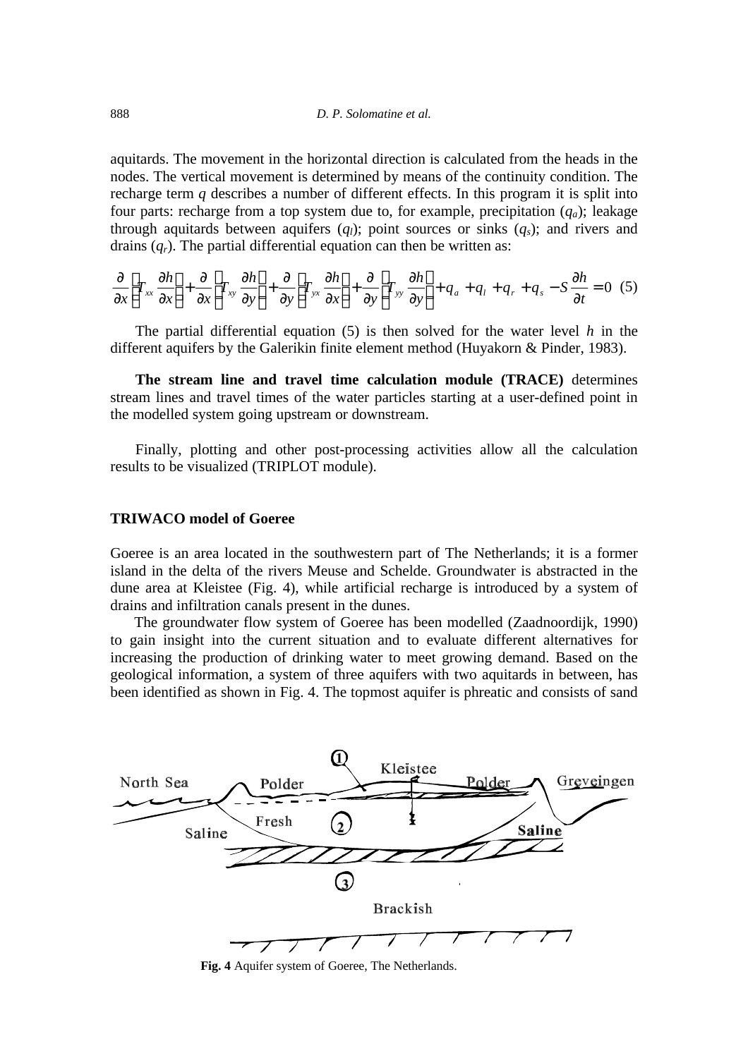aquitards. The movement in the horizontal direction is calculated from the heads in the nodes. The vertical movement is determined by means of the continuity condition. The recharge term $q$ describes a number of different effects. In this program it is split into four parts: recharge from a top system due to, for example, precipitation ($q_a$); leakage through aquitards between aquifers ($q_l$); point sources or sinks ($q_s$); and rivers and drains ($q_r$). The partial differential equation can then be written as:

$$\frac{\partial}{\partial x}\left(T_{xx}\frac{\partial h}{\partial x}\right)+\frac{\partial}{\partial x}\left(T_{xy}\frac{\partial h}{\partial y}\right)+\frac{\partial}{\partial y}\left(T_{yx}\frac{\partial h}{\partial x}\right)+\frac{\partial}{\partial y}\left(T_{yy}\frac{\partial h}{\partial y}\right)+q_a+q_l+q_r+q_s-S\frac{\partial h}{\partial t}=0 \quad (5)$$

The partial differential equation (5) is then solved for the water level $h$ in the different aquifers by the Galerikin finite element method (Huyakorn & Pinder, 1983).

**The stream line and travel time calculation module (TRACE)** determines stream lines and travel times of the water particles starting at a user-defined point in the modelled system going upstream or downstream.

Finally, plotting and other post-processing activities allow all the calculation results to be visualized (TRIPLOT module).

## TRIWACO model of Goeree

Goeree is an area located in the southwestern part of The Netherlands; it is a former island in the delta of the rivers Meuse and Schelde. Groundwater is abstracted in the dune area at Kleistee (Fig. 4), while artificial recharge is introduced by a system of drains and infiltration canals present in the dunes.

The groundwater flow system of Goeree has been modelled (Zaadnoordijk, 1990) to gain insight into the current situation and to evaluate different alternatives for increasing the production of drinking water to meet growing demand. Based on the geological information, a system of three aquifers with two aquitards in between, has been identified as shown in Fig. 4. The topmost aquifer is phreatic and consists of sand

**Fig. 4** Aquifer system of Goeree, The Netherlands.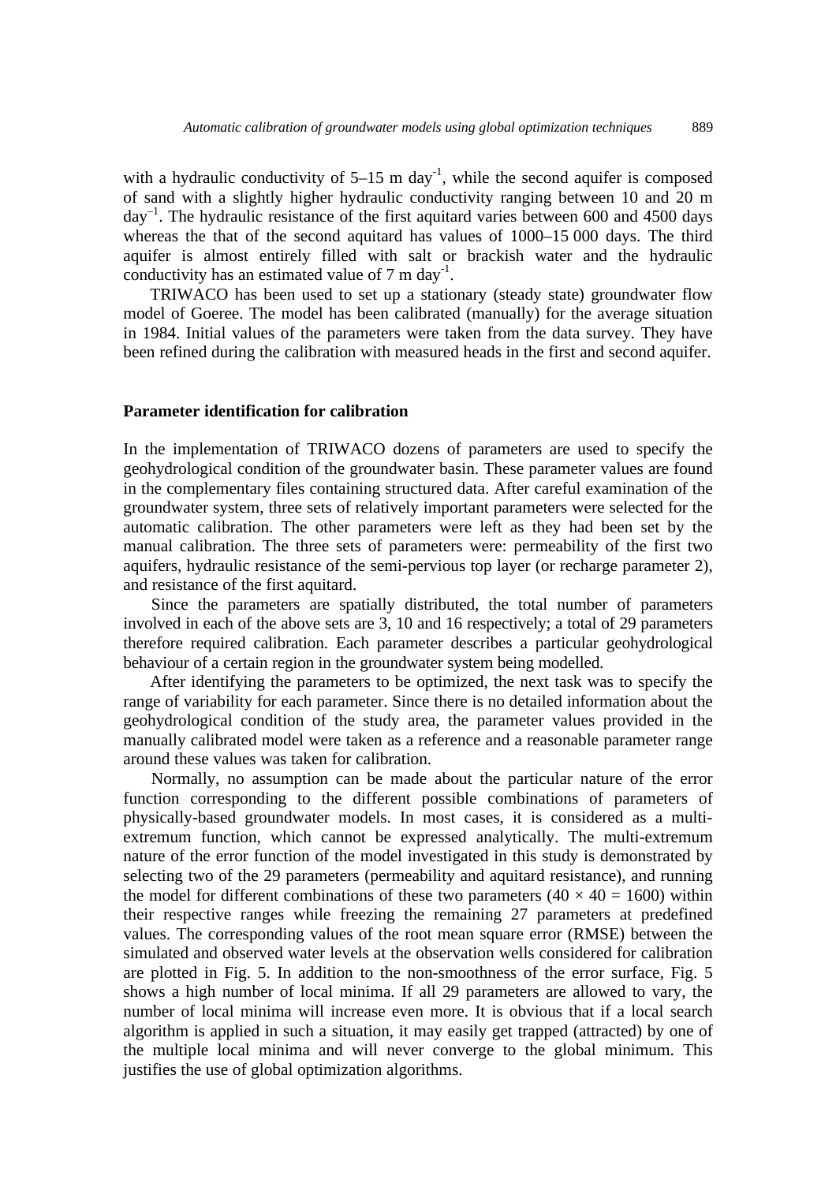with a hydraulic conductivity of 5–15 m day$^{-1}$, while the second aquifer is composed of sand with a slightly higher hydraulic conductivity ranging between 10 and 20 m day$^{-1}$. The hydraulic resistance of the first aquitard varies between 600 and 4500 days whereas the that of the second aquitard has values of 1000–15 000 days. The third aquifer is almost entirely filled with salt or brackish water and the hydraulic conductivity has an estimated value of 7 m day$^{-1}$.

TRIWACO has been used to set up a stationary (steady state) groundwater flow model of Goeree. The model has been calibrated (manually) for the average situation in 1984. Initial values of the parameters were taken from the data survey. They have been refined during the calibration with measured heads in the first and second aquifer.

## Parameter identification for calibration

In the implementation of TRIWACO dozens of parameters are used to specify the geohydrological condition of the groundwater basin. These parameter values are found in the complementary files containing structured data. After careful examination of the groundwater system, three sets of relatively important parameters were selected for the automatic calibration. The other parameters were left as they had been set by the manual calibration. The three sets of parameters were: permeability of the first two aquifers, hydraulic resistance of the semi-pervious top layer (or recharge parameter 2), and resistance of the first aquitard.

Since the parameters are spatially distributed, the total number of parameters involved in each of the above sets are 3, 10 and 16 respectively; a total of 29 parameters therefore required calibration. Each parameter describes a particular geohydrological behaviour of a certain region in the groundwater system being modelled.

After identifying the parameters to be optimized, the next task was to specify the range of variability for each parameter. Since there is no detailed information about the geohydrological condition of the study area, the parameter values provided in the manually calibrated model were taken as a reference and a reasonable parameter range around these values was taken for calibration.

Normally, no assumption can be made about the particular nature of the error function corresponding to the different possible combinations of parameters of physically-based groundwater models. In most cases, it is considered as a multi-extremum function, which cannot be expressed analytically. The multi-extremum nature of the error function of the model investigated in this study is demonstrated by selecting two of the 29 parameters (permeability and aquitard resistance), and running the model for different combinations of these two parameters ($40 \times 40 = 1600$) within their respective ranges while freezing the remaining 27 parameters at predefined values. The corresponding values of the root mean square error (RMSE) between the simulated and observed water levels at the observation wells considered for calibration are plotted in Fig. 5. In addition to the non-smoothness of the error surface, Fig. 5 shows a high number of local minima. If all 29 parameters are allowed to vary, the number of local minima will increase even more. It is obvious that if a local search algorithm is applied in such a situation, it may easily get trapped (attracted) by one of the multiple local minima and will never converge to the global minimum. This justifies the use of global optimization algorithms.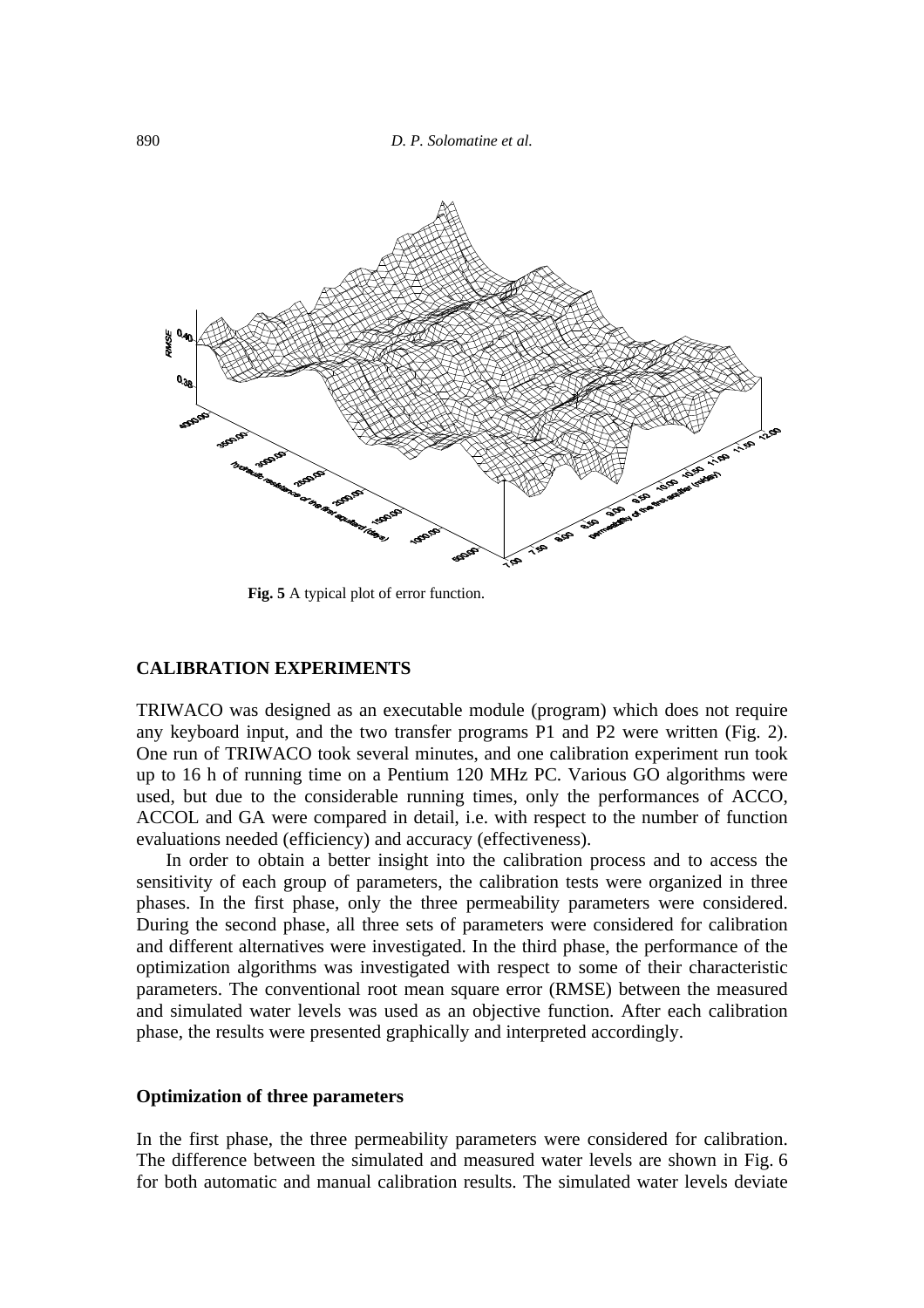**Fig. 5** A typical plot of error function.

## CALIBRATION EXPERIMENTS

TRIWACO was designed as an executable module (program) which does not require any keyboard input, and the two transfer programs P1 and P2 were written (Fig. 2). One run of TRIWACO took several minutes, and one calibration experiment run took up to 16 h of running time on a Pentium 120 MHz PC. Various GO algorithms were used, but due to the considerable running times, only the performances of ACCO, ACCOL and GA were compared in detail, i.e. with respect to the number of function evaluations needed (efficiency) and accuracy (effectiveness).

In order to obtain a better insight into the calibration process and to access the sensitivity of each group of parameters, the calibration tests were organized in three phases. In the first phase, only the three permeability parameters were considered. During the second phase, all three sets of parameters were considered for calibration and different alternatives were investigated. In the third phase, the performance of the optimization algorithms was investigated with respect to some of their characteristic parameters. The conventional root mean square error (RMSE) between the measured and simulated water levels was used as an objective function. After each calibration phase, the results were presented graphically and interpreted accordingly.

### Optimization of three parameters

In the first phase, the three permeability parameters were considered for calibration. The difference between the simulated and measured water levels are shown in Fig. 6 for both automatic and manual calibration results. The simulated water levels deviate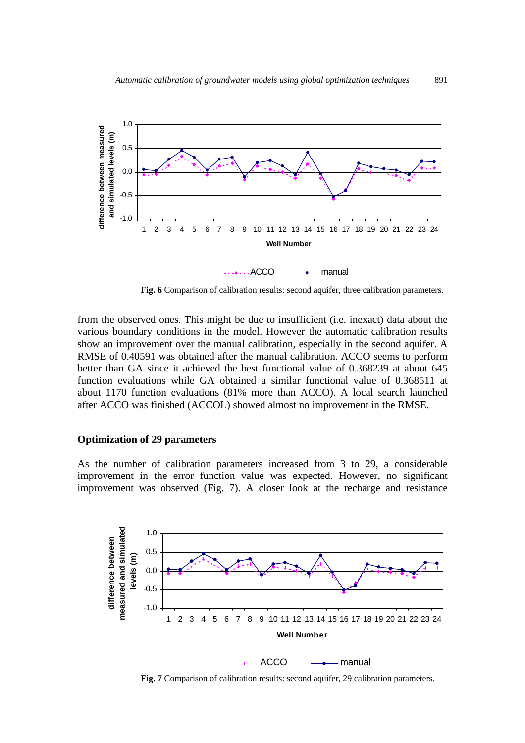Fig. 6 Comparison of calibration results: second aquifer, three calibration parameters.

from the observed ones. This might be due to insufficient (i.e. inexact) data about the various boundary conditions in the model. However the automatic calibration results show an improvement over the manual calibration, especially in the second aquifer. A RMSE of 0.40591 was obtained after the manual calibration. ACCO seems to perform better than GA since it achieved the best functional value of 0.368239 at about 645 function evaluations while GA obtained a similar functional value of 0.368511 at about 1170 function evaluations (81% more than ACCO). A local search launched after ACCO was finished (ACCOL) showed almost no improvement in the RMSE.

## Optimization of 29 parameters

As the number of calibration parameters increased from 3 to 29, a considerable improvement in the error function value was expected. However, no significant improvement was observed (Fig. 7). A closer look at the recharge and resistance

Fig. 7 Comparison of calibration results: second aquifer, 29 calibration parameters.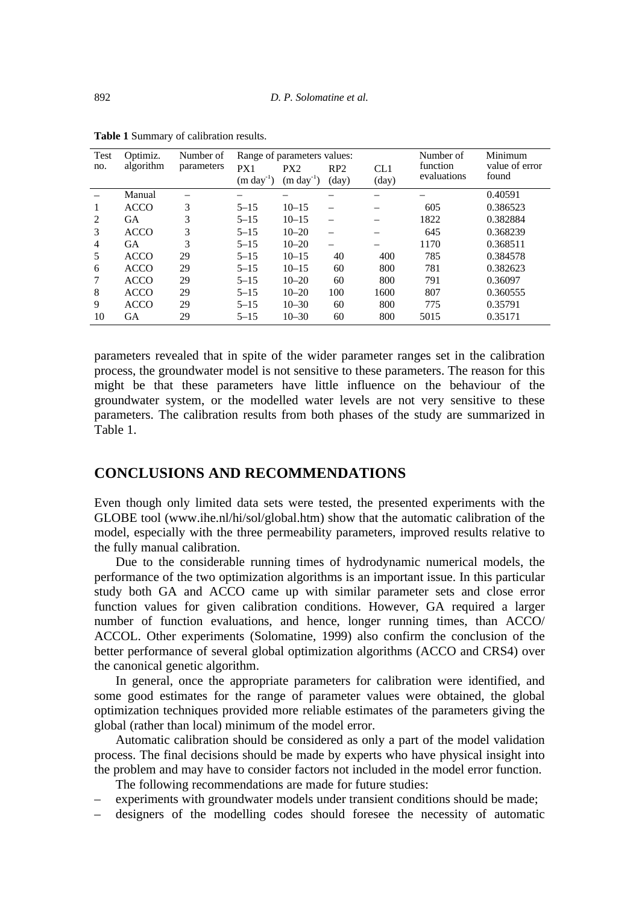**Table 1** Summary of calibration results.

| Test no. | Optimiz. algorithm | Number of parameters | Range of parameters values: PX1 ($m\ day^{-1}$) | PX2 ($m\ day^{-1}$) | RP2 (day) | CL1 (day) | Number of function evaluations | Minimum value of error found |
|---|---|---|---|---|---|---|---|---|
| – | Manual | – | – | – | – | – | – | 0.40591 |
| 1 | ACCO | 3 | 5–15 | 10–15 | – | – | 605 | 0.386523 |
| 2 | GA | 3 | 5–15 | 10–15 | – | – | 1822 | 0.382884 |
| 3 | ACCO | 3 | 5–15 | 10–20 | – | – | 645 | 0.368239 |
| 4 | GA | 3 | 5–15 | 10–20 | – | – | 1170 | 0.368511 |
| 5 | ACCO | 29 | 5–15 | 10–15 | 40 | 400 | 785 | 0.384578 |
| 6 | ACCO | 29 | 5–15 | 10–15 | 60 | 800 | 781 | 0.382623 |
| 7 | ACCO | 29 | 5–15 | 10–20 | 60 | 800 | 791 | 0.36097 |
| 8 | ACCO | 29 | 5–15 | 10–20 | 100 | 1600 | 807 | 0.360555 |
| 9 | ACCO | 29 | 5–15 | 10–30 | 60 | 800 | 775 | 0.35791 |
| 10 | GA | 29 | 5–15 | 10–30 | 60 | 800 | 5015 | 0.35171 |

parameters revealed that in spite of the wider parameter ranges set in the calibration process, the groundwater model is not sensitive to these parameters. The reason for this might be that these parameters have little influence on the behaviour of the groundwater system, or the modelled water levels are not very sensitive to these parameters. The calibration results from both phases of the study are summarized in Table 1.

## CONCLUSIONS AND RECOMMENDATIONS

Even though only limited data sets were tested, the presented experiments with the GLOBE tool (www.ihe.nl/hi/sol/global.htm) show that the automatic calibration of the model, especially with the three permeability parameters, improved results relative to the fully manual calibration.

Due to the considerable running times of hydrodynamic numerical models, the performance of the two optimization algorithms is an important issue. In this particular study both GA and ACCO came up with similar parameter sets and close error function values for given calibration conditions. However, GA required a larger number of function evaluations, and hence, longer running times, than ACCO/ACCOL. Other experiments (Solomatine, 1999) also confirm the conclusion of the better performance of several global optimization algorithms (ACCO and CRS4) over the canonical genetic algorithm.

In general, once the appropriate parameters for calibration were identified, and some good estimates for the range of parameter values were obtained, the global optimization techniques provided more reliable estimates of the parameters giving the global (rather than local) minimum of the model error.

Automatic calibration should be considered as only a part of the model validation process. The final decisions should be made by experts who have physical insight into the problem and may have to consider factors not included in the model error function.

The following recommendations are made for future studies:

– experiments with groundwater models under transient conditions should be made;
– designers of the modelling codes should foresee the necessity of automatic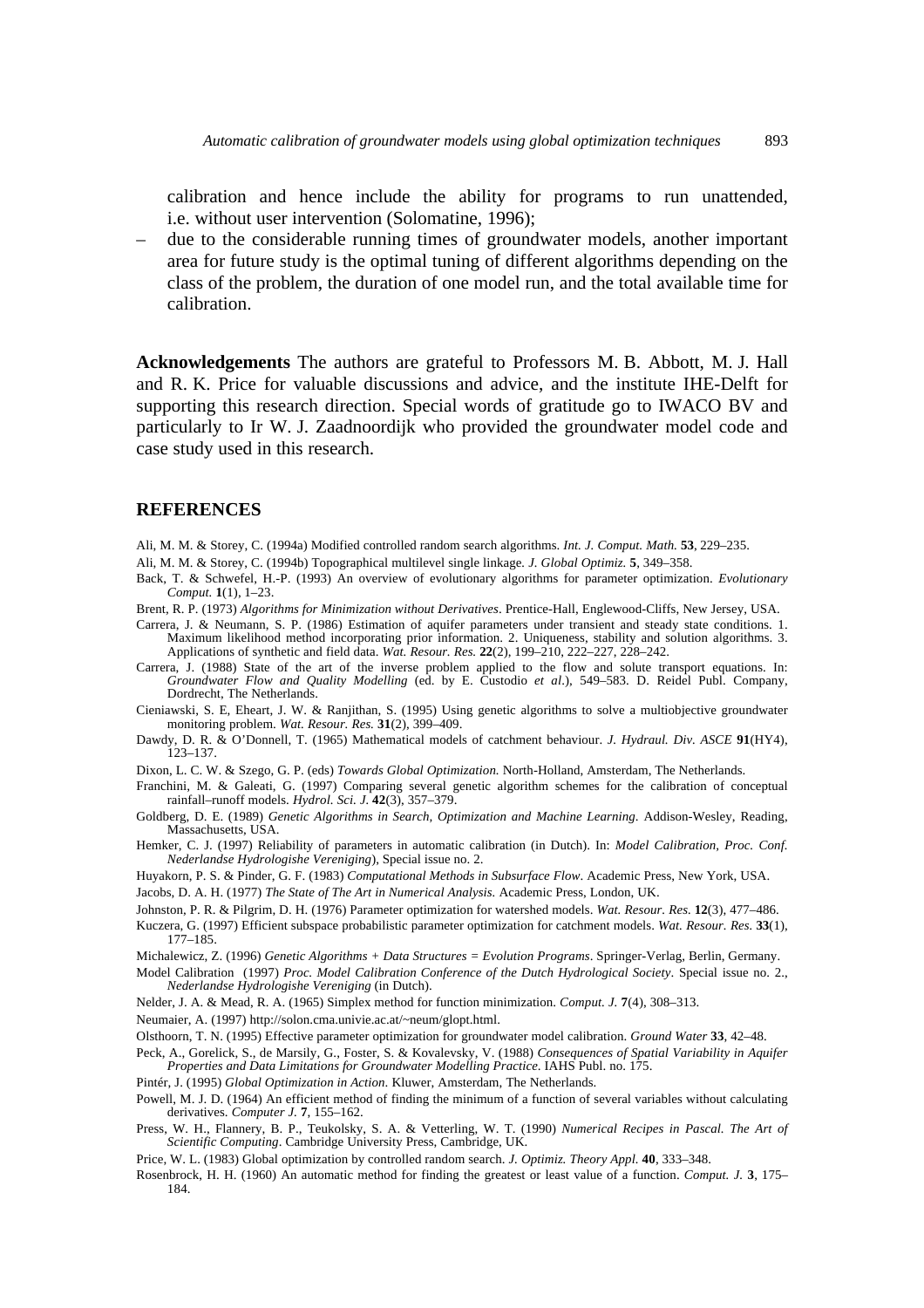calibration and hence include the ability for programs to run unattended, i.e. without user intervention (Solomatine, 1996);

– due to the considerable running times of groundwater models, another important area for future study is the optimal tuning of different algorithms depending on the class of the problem, the duration of one model run, and the total available time for calibration.

**Acknowledgements** The authors are grateful to Professors M. B. Abbott, M. J. Hall and R. K. Price for valuable discussions and advice, and the institute IHE-Delft for supporting this research direction. Special words of gratitude go to IWACO BV and particularly to Ir W. J. Zaadnoordijk who provided the groundwater model code and case study used in this research.

## REFERENCES

Ali, M. M. & Storey, C. (1994a) Modified controlled random search algorithms. *Int. J. Comput. Math.* **53**, 229–235.

Ali, M. M. & Storey, C. (1994b) Topographical multilevel single linkage. *J. Global Optimiz.* **5**, 349–358.

Back, T. & Schwefel, H.-P. (1993) An overview of evolutionary algorithms for parameter optimization. *Evolutionary Comput.* **1**(1), 1–23.

Brent, R. P. (1973) *Algorithms for Minimization without Derivatives*. Prentice-Hall, Englewood-Cliffs, New Jersey, USA.

Carrera, J. & Neumann, S. P. (1986) Estimation of aquifer parameters under transient and steady state conditions. 1. Maximum likelihood method incorporating prior information. 2. Uniqueness, stability and solution algorithms. 3. Applications of synthetic and field data. *Wat. Resour. Res.* **22**(2), 199–210, 222–227, 228–242.

Carrera, J. (1988) State of the art of the inverse problem applied to the flow and solute transport equations. In: *Groundwater Flow and Quality Modelling* (ed. by E. Custodio *et al*.), 549–583. D. Reidel Publ. Company, Dordrecht, The Netherlands.

Cieniawski, S. E, Eheart, J. W. & Ranjithan, S. (1995) Using genetic algorithms to solve a multiobjective groundwater monitoring problem. *Wat. Resour. Res.* **31**(2), 399–409.

Dawdy, D. R. & O'Donnell, T. (1965) Mathematical models of catchment behaviour. *J. Hydraul. Div. ASCE* **91**(HY4), 123–137.

Dixon, L. C. W. & Szego, G. P. (eds) *Towards Global Optimization.* North-Holland, Amsterdam, The Netherlands.

Franchini, M. & Galeati, G. (1997) Comparing several genetic algorithm schemes for the calibration of conceptual rainfall–runoff models. *Hydrol. Sci. J.* **42**(3), 357–379.

Goldberg, D. E. (1989) *Genetic Algorithms in Search, Optimization and Machine Learning*. Addison-Wesley, Reading, Massachusetts, USA.

Hemker, C. J. (1997) Reliability of parameters in automatic calibration (in Dutch). In: *Model Calibration, Proc. Conf. Nederlandse Hydrologishe Vereniging*), Special issue no. 2.

Huyakorn, P. S. & Pinder, G. F. (1983) *Computational Methods in Subsurface Flow*. Academic Press, New York, USA.

Jacobs, D. A. H. (1977) *The State of The Art in Numerical Analysis.* Academic Press, London, UK.

Johnston, P. R. & Pilgrim, D. H. (1976) Parameter optimization for watershed models. *Wat. Resour. Res.* **12**(3), 477–486.

Kuczera, G. (1997) Efficient subspace probabilistic parameter optimization for catchment models. *Wat. Resour. Res.* **33**(1), 177–185.

Michalewicz, Z. (1996) *Genetic Algorithms + Data Structures = Evolution Programs*. Springer-Verlag, Berlin, Germany.

Model Calibration (1997) *Proc. Model Calibration Conference of the Dutch Hydrological Society*. Special issue no. 2., *Nederlandse Hydrologishe Vereniging* (in Dutch).

Nelder, J. A. & Mead, R. A. (1965) Simplex method for function minimization. *Comput. J.* **7**(4), 308–313.

Neumaier, A. (1997) http://solon.cma.univie.ac.at/~neum/glopt.html.

Olsthoorn, T. N. (1995) Effective parameter optimization for groundwater model calibration. *Ground Water* **33**, 42–48.

Peck, A., Gorelick, S., de Marsily, G., Foster, S. & Kovalevsky, V. (1988) *Consequences of Spatial Variability in Aquifer Properties and Data Limitations for Groundwater Modelling Practice*. IAHS Publ. no. 175.

Pintér, J. (1995) *Global Optimization in Action*. Kluwer, Amsterdam, The Netherlands.

Powell, M. J. D. (1964) An efficient method of finding the minimum of a function of several variables without calculating derivatives. *Computer J.* **7**, 155–162.

Press, W. H., Flannery, B. P., Teukolsky, S. A. & Vetterling, W. T. (1990) *Numerical Recipes in Pascal. The Art of Scientific Computing*. Cambridge University Press, Cambridge, UK.

Price, W. L. (1983) Global optimization by controlled random search. *J. Optimiz. Theory Appl.* **40**, 333–348.

Rosenbrock, H. H. (1960) An automatic method for finding the greatest or least value of a function. *Comput. J.* **3**, 175–184.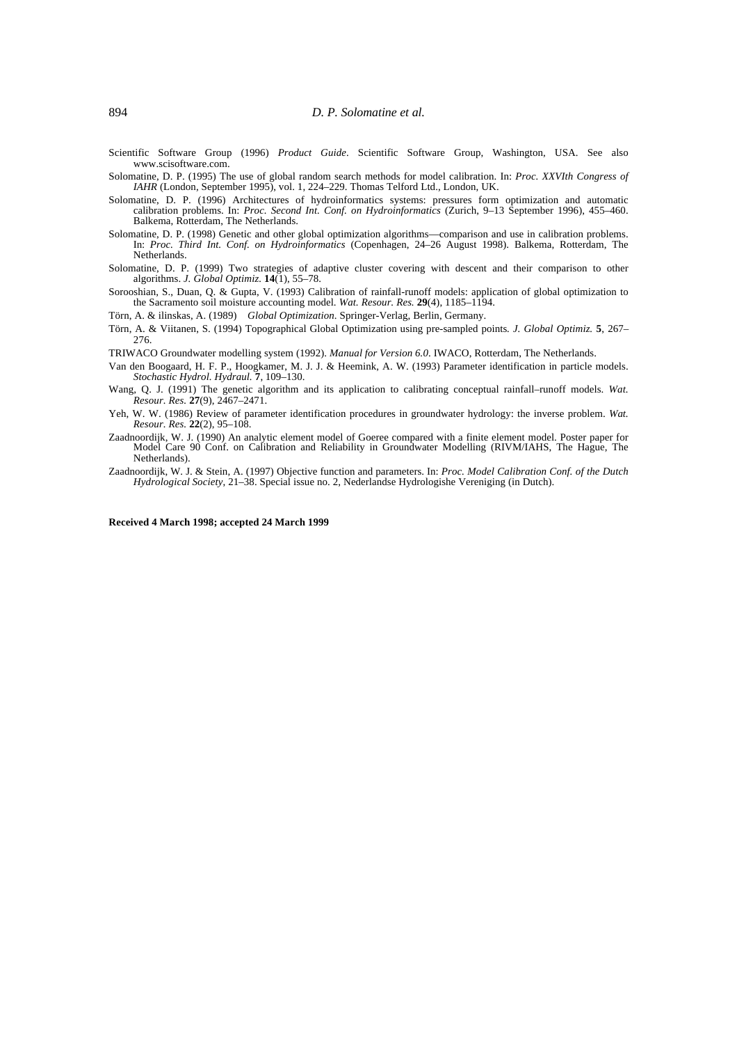Scientific Software Group (1996) *Product Guide*. Scientific Software Group, Washington, USA. See also www.scisoftware.com.

Solomatine, D. P. (1995) The use of global random search methods for model calibration. In: *Proc. XXVIth Congress of IAHR* (London, September 1995), vol. 1, 224–229. Thomas Telford Ltd., London, UK.

Solomatine, D. P. (1996) Architectures of hydroinformatics systems: pressures form optimization and automatic calibration problems. In: *Proc. Second Int. Conf. on Hydroinformatics* (Zurich, 9–13 September 1996), 455–460. Balkema, Rotterdam, The Netherlands.

Solomatine, D. P. (1998) Genetic and other global optimization algorithms—comparison and use in calibration problems. In: *Proc. Third Int. Conf. on Hydroinformatics* (Copenhagen, 24–26 August 1998). Balkema, Rotterdam, The Netherlands.

Solomatine, D. P. (1999) Two strategies of adaptive cluster covering with descent and their comparison to other algorithms. *J. Global Optimiz.* **14**(1), 55–78.

Sorooshian, S., Duan, Q. & Gupta, V. (1993) Calibration of rainfall-runoff models: application of global optimization to the Sacramento soil moisture accounting model. *Wat. Resour. Res.* **29**(4), 1185–1194.

Törn, A. & ilinskas, A. (1989) *Global Optimization*. Springer-Verlag, Berlin, Germany.

Törn, A. & Viitanen, S. (1994) Topographical Global Optimization using pre-sampled points. *J. Global Optimiz.* **5**, 267–276.

TRIWACO Groundwater modelling system (1992). *Manual for Version 6.0*. IWACO, Rotterdam, The Netherlands.

Van den Boogaard, H. F. P., Hoogkamer, M. J. J. & Heemink, A. W. (1993) Parameter identification in particle models. *Stochastic Hydrol. Hydraul.* **7**, 109–130.

Wang, Q. J. (1991) The genetic algorithm and its application to calibrating conceptual rainfall–runoff models. *Wat. Resour. Res.* **27**(9), 2467–2471.

Yeh, W. W. (1986) Review of parameter identification procedures in groundwater hydrology: the inverse problem. *Wat. Resour. Res.* **22**(2), 95–108.

Zaadnoordijk, W. J. (1990) An analytic element model of Goeree compared with a finite element model. Poster paper for Model Care 90 Conf. on Calibration and Reliability in Groundwater Modelling (RIVM/IAHS, The Hague, The Netherlands).

Zaadnoordijk, W. J. & Stein, A. (1997) Objective function and parameters. In: *Proc. Model Calibration Conf. of the Dutch Hydrological Society*, 21–38. Special issue no. 2, Nederlandse Hydrologishe Vereniging (in Dutch).

**Received 4 March 1998; accepted 24 March 1999**